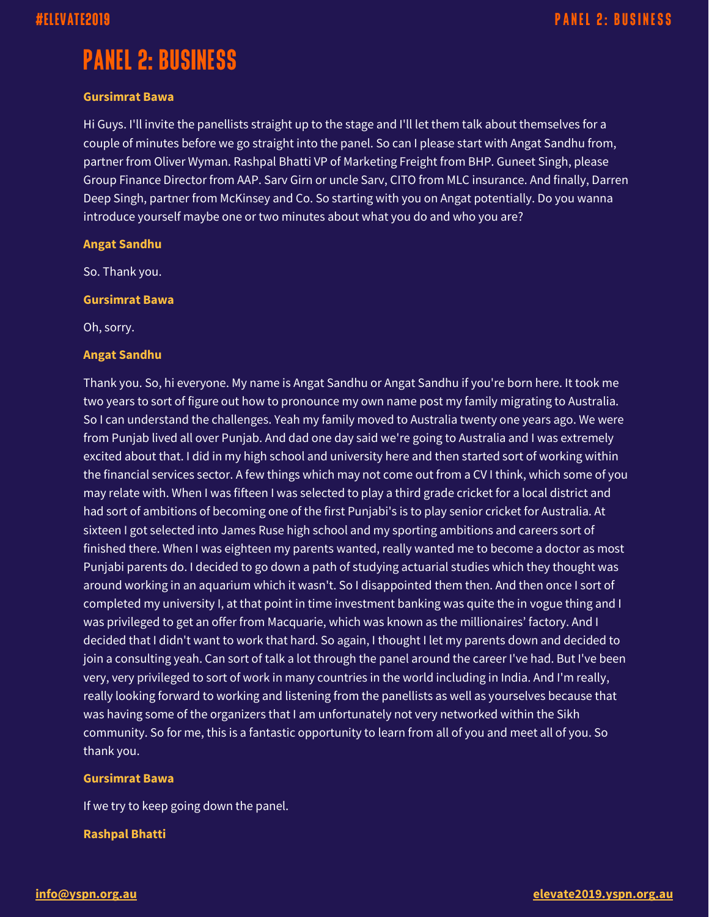# PANEL 2: BUSINESS

**Gursimrat Bawa**

Hi Guys. I'll invite the panellists straight up to the stage and I'll let them talk about themselves for a couple of minutes before we go straight into the panel. So can I please start with Angat Sandhu from, partner from Oliver Wyman. Rashpal Bhatti VP of Marketing Freight from BHP. Guneet Singh, please Group Finance Director from AAP. Sarv Girn or uncle Sarv, CITO from MLC insurance. And finally, Darren Deep Singh, partner from McKinsey and Co. So starting with you on Angat potentially. Do you wanna introduce yourself maybe one or two minutes about what you do and who you are?

**Angat Sandhu**

So. Thank you.

**Gursimrat Bawa**

Oh, sorry.

**Angat Sandhu**

Thank you. So, hi everyone. My name is Angat Sandhu or Angat Sandhu if you're born here. It took me two years to sort of figure out how to pronounce my own name post my family migrating to Australia. So I can understand the challenges. Yeah my family moved to Australia twenty one years ago. We were from Punjab lived all over Punjab. And dad one day said we're going to Australia and I was extremely excited about that. I did in my high school and university here and then started sort of working within the financial services sector. A few things which may not come out from a CV I think, which some of you may relate with. When I was fifteen I was selected to play a third grade cricket for a local district and had sort of ambitions of becoming one of the first Punjabi's is to play senior cricket for Australia. At sixteen I got selected into James Ruse high school and my sporting ambitions and careers sort of finished there. When I was eighteen my parents wanted, really wanted me to become a doctor as most Punjabi parents do. I decided to go down a path of studying actuarial studies which they thought was around working in an aquarium which it wasn't. So I disappointed them then. And then once I sort of completed my university I, at that point in time investment banking was quite the in vogue thing and I was privileged to get an offer from Macquarie, which was known as the millionaires' factory. And I decided that I didn't want to work that hard. So again, I thought I let my parents down and decided to join a consulting yeah. Can sort of talk a lot through the panel around the career I've had. But I've been very, very privileged to sort of work in many countries in the world including in India. And I'm really, really looking forward to working and listening from the panellists as well as yourselves because that was having some of the organizers that I am unfortunately not very networked within the Sikh community. So for me, this is a fantastic opportunity to learn from all of you and meet all of you. So thank you.

**Gursimrat Bawa**

If we try to keep going down the panel.

**Rashpal Bhatti**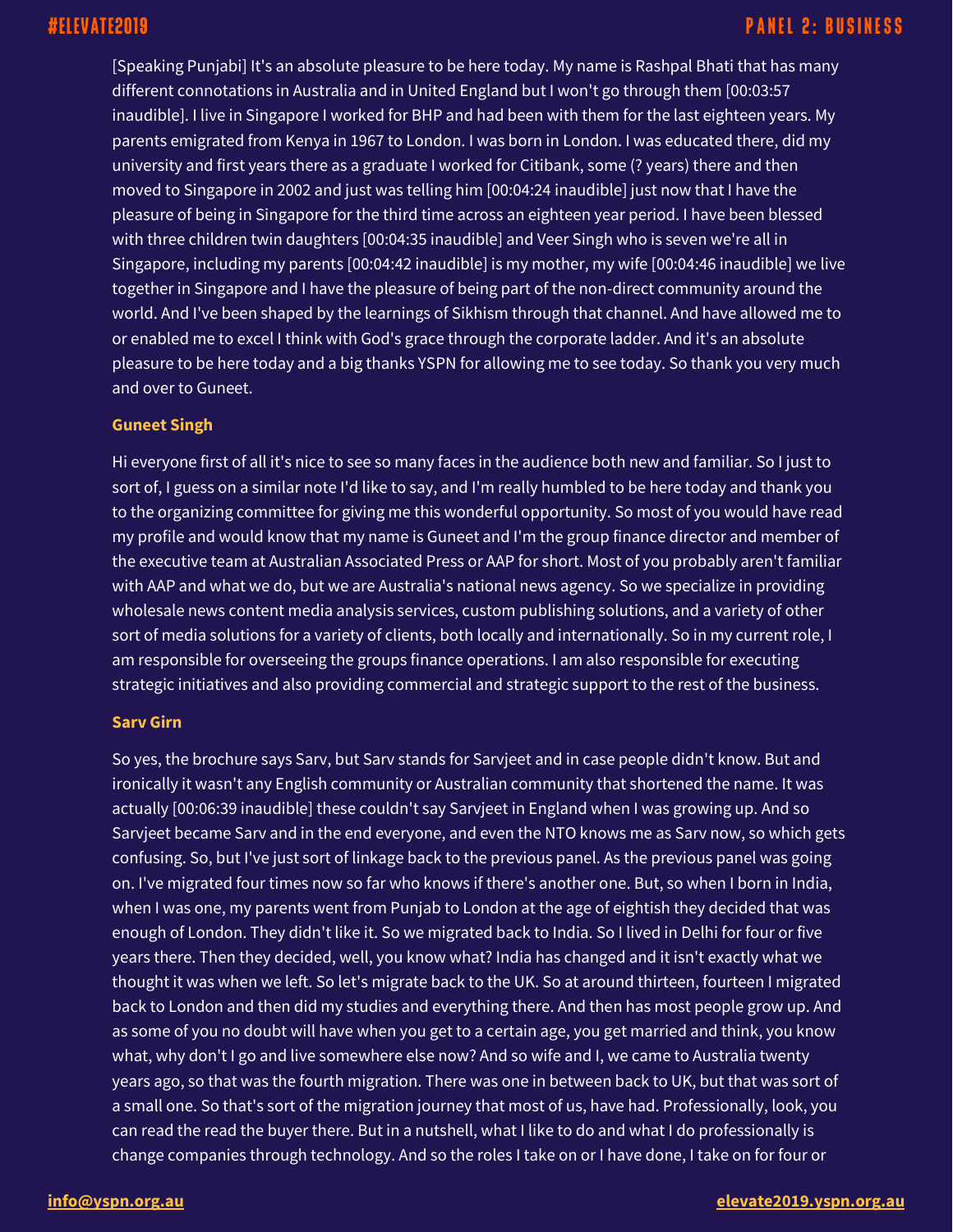[Speaking Punjabi] It's an absolute pleasure to be here today. My name is Rashpal Bhati that has many different connotations in Australia and in United England but I won't go through them [00:03:57 inaudible]. I live in Singapore I worked for BHP and had been with them for the last eighteen years. My parents emigrated from Kenya in 1967 to London. I was born in London. I was educated there, did my university and first years there as a graduate I worked for Citibank, some (? years) there and then moved to Singapore in 2002 and just was telling him [00:04:24 inaudible] just now that I have the pleasure of being in Singapore for the third time across an eighteen year period. I have been blessed with three children twin daughters [00:04:35 inaudible] and Veer Singh who is seven we're all in Singapore, including my parents [00:04:42 inaudible] is my mother, my wife [00:04:46 inaudible] we live together in Singapore and I have the pleasure of being part of the non-direct community around the world. And I've been shaped by the learnings of Sikhism through that channel. And have allowed me to or enabled me to excel I think with God's grace through the corporate ladder. And it's an absolute pleasure to be here today and a big thanks YSPN for allowing me to see today. So thank you very much and over to Guneet.

**Guneet Singh**

Hi everyone first of all it's nice to see so many faces in the audience both new and familiar. So I just to sort of, I guess on a similar note I'd like to say, and I'm really humbled to be here today and thank you to the organizing committee for giving me this wonderful opportunity. So most of you would have read my profile and would know that my name is Guneet and I'm the group finance director and member of the executive team at Australian Associated Press or AAP for short. Most of you probably aren't familiar with AAP and what we do, but we are Australia's national news agency. So we specialize in providing wholesale news content media analysis services, custom publishing solutions, and a variety of other sort of media solutions for a variety of clients, both locally and internationally. So in my current role, I am responsible for overseeing the groups finance operations. I am also responsible for executing strategic initiatives and also providing commercial and strategic support to the rest of the business.

**Sarv Girn**

So yes, the brochure says Sarv, but Sarv stands for Sarvjeet and in case people didn't know. But and ironically it wasn't any English community or Australian community that shortened the name. It was actually [00:06:39 inaudible] these couldn't say Sarvjeet in England when I was growing up. And so Sarvjeet became Sarv and in the end everyone, and even the NTO knows me as Sarv now, so which gets confusing. So, but I've just sort of linkage back to the previous panel. As the previous panel was going on. I've migrated four times now so far who knows if there's another one. But, so when I born in India, when I was one, my parents went from Punjab to London at the age of eightish they decided that was enough of London. They didn't like it. So we migrated back to India. So I lived in Delhi for four or five years there. Then they decided, well, you know what? India has changed and it isn't exactly what we thought it was when we left. So let's migrate back to the UK. So at around thirteen, fourteen I migrated back to London and then did my studies and everything there. And then has most people grow up. And as some of you no doubt will have when you get to a certain age, you get married and think, you know what, why don't I go and live somewhere else now? And so wife and I, we came to Australia twenty years ago, so that was the fourth migration. There was one in between back to UK, but that was sort of a small one. So that's sort of the migration journey that most of us, have had. Professionally, look, you can read the read the buyer there. But in a nutshell, what I like to do and what I do professionally is change companies through technology. And so the roles I take on or I have done, I take on for four or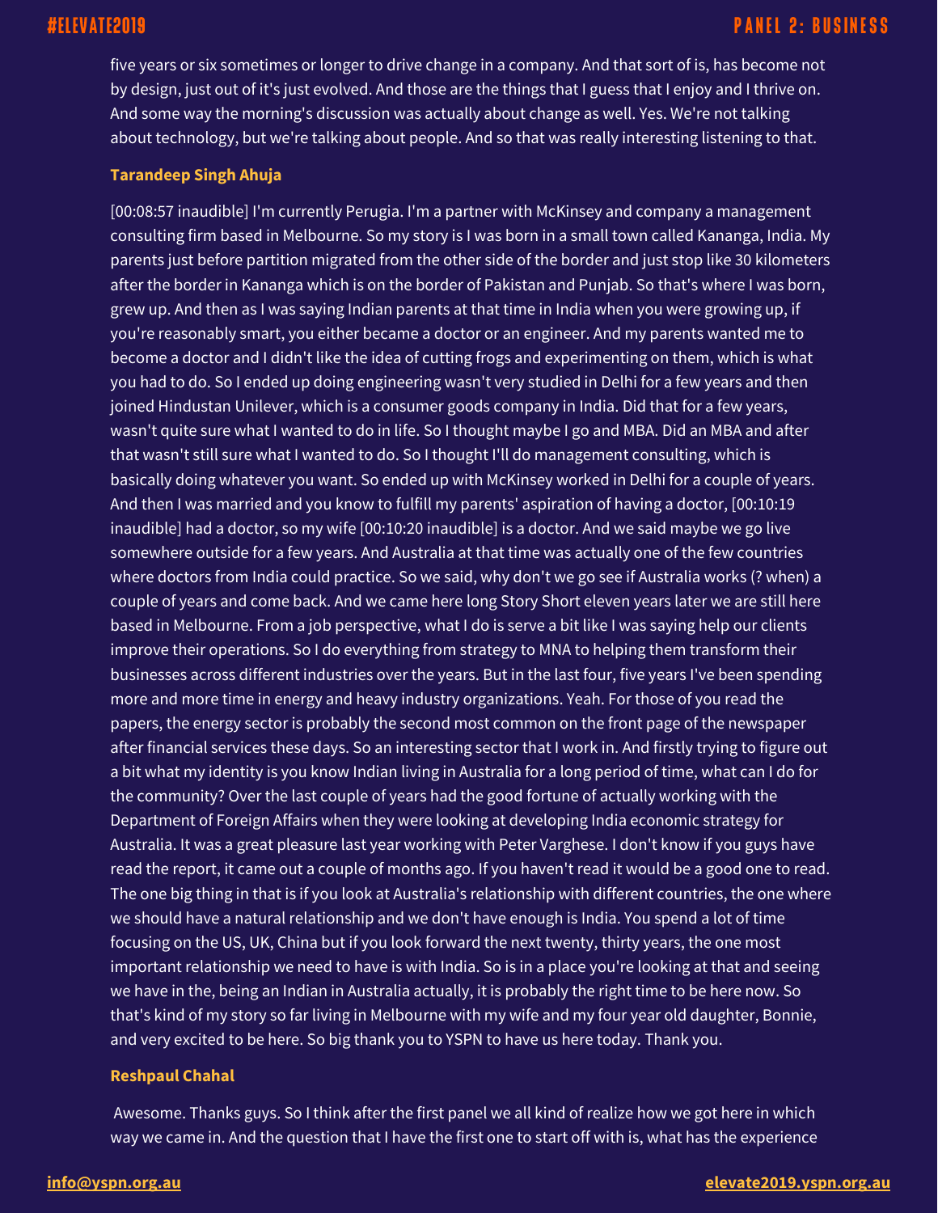five years or six sometimes or longer to drive change in a company. And that sort of is, has become not by design, just out of it's just evolved. And those are the things that I guess that I enjoy and I thrive on. And some way the morning's discussion was actually about change as well. Yes. We're not talking about technology, but we're talking about people. And so that was really interesting listening to that.

**Tarandeep Singh Ahuja**

[00:08:57 inaudible] I'm currently Perugia. I'm a partner with McKinsey and company a management consulting firm based in Melbourne. So my story is I was born in a small town called Kananga, India. My parents just before partition migrated from the other side of the border and just stop like 30 kilometers after the border in Kananga which is on the border of Pakistan and Punjab. So that's where I was born, grew up. And then as I was saying Indian parents at that time in India when you were growing up, if you're reasonably smart, you either became a doctor or an engineer. And my parents wanted me to become a doctor and I didn't like the idea of cutting frogs and experimenting on them, which is what you had to do. So I ended up doing engineering wasn't very studied in Delhi for a few years and then joined Hindustan Unilever, which is a consumer goods company in India. Did that for a few years, wasn't quite sure what I wanted to do in life. So I thought maybe I go and MBA. Did an MBA and after that wasn't still sure what I wanted to do. So I thought I'll do management consulting, which is basically doing whatever you want. So ended up with McKinsey worked in Delhi for a couple of years. And then I was married and you know to fulfill my parents' aspiration of having a doctor, [00:10:19 inaudible] had a doctor, so my wife [00:10:20 inaudible] is a doctor. And we said maybe we go live somewhere outside for a few years. And Australia at that time was actually one of the few countries where doctors from India could practice. So we said, why don't we go see if Australia works (? when) a couple of years and come back. And we came here long Story Short eleven years later we are still here based in Melbourne. From a job perspective, what I do is serve a bit like I was saying help our clients improve their operations. So I do everything from strategy to MNA to helping them transform their businesses across different industries over the years. But in the last four, five years I've been spending more and more time in energy and heavy industry organizations. Yeah. For those of you read the papers, the energy sector is probably the second most common on the front page of the newspaper after financial services these days. So an interesting sector that I work in. And firstly trying to figure out a bit what my identity is you know Indian living in Australia for a long period of time, what can I do for the community? Over the last couple of years had the good fortune of actually working with the Department of Foreign Affairs when they were looking at developing India economic strategy for Australia. It was a great pleasure last year working with Peter Varghese. I don't know if you guys have read the report, it came out a couple of months ago. If you haven't read it would be a good one to read. The one big thing in that is if you look at Australia's relationship with different countries, the one where we should have a natural relationship and we don't have enough is India. You spend a lot of time focusing on the US, UK, China but if you look forward the next twenty, thirty years, the one most important relationship we need to have is with India. So is in a place you're looking at that and seeing we have in the, being an Indian in Australia actually, it is probably the right time to be here now. So that's kind of my story so far living in Melbourne with my wife and my four year old daughter, Bonnie, and very excited to be here. So big thank you to YSPN to have us here today. Thank you.

**Reshpaul Chahal**

Awesome. Thanks guys. So I think after the first panel we all kind of realize how we got here in which way we came in. And the question that I have the first one to start off with is, what has the experience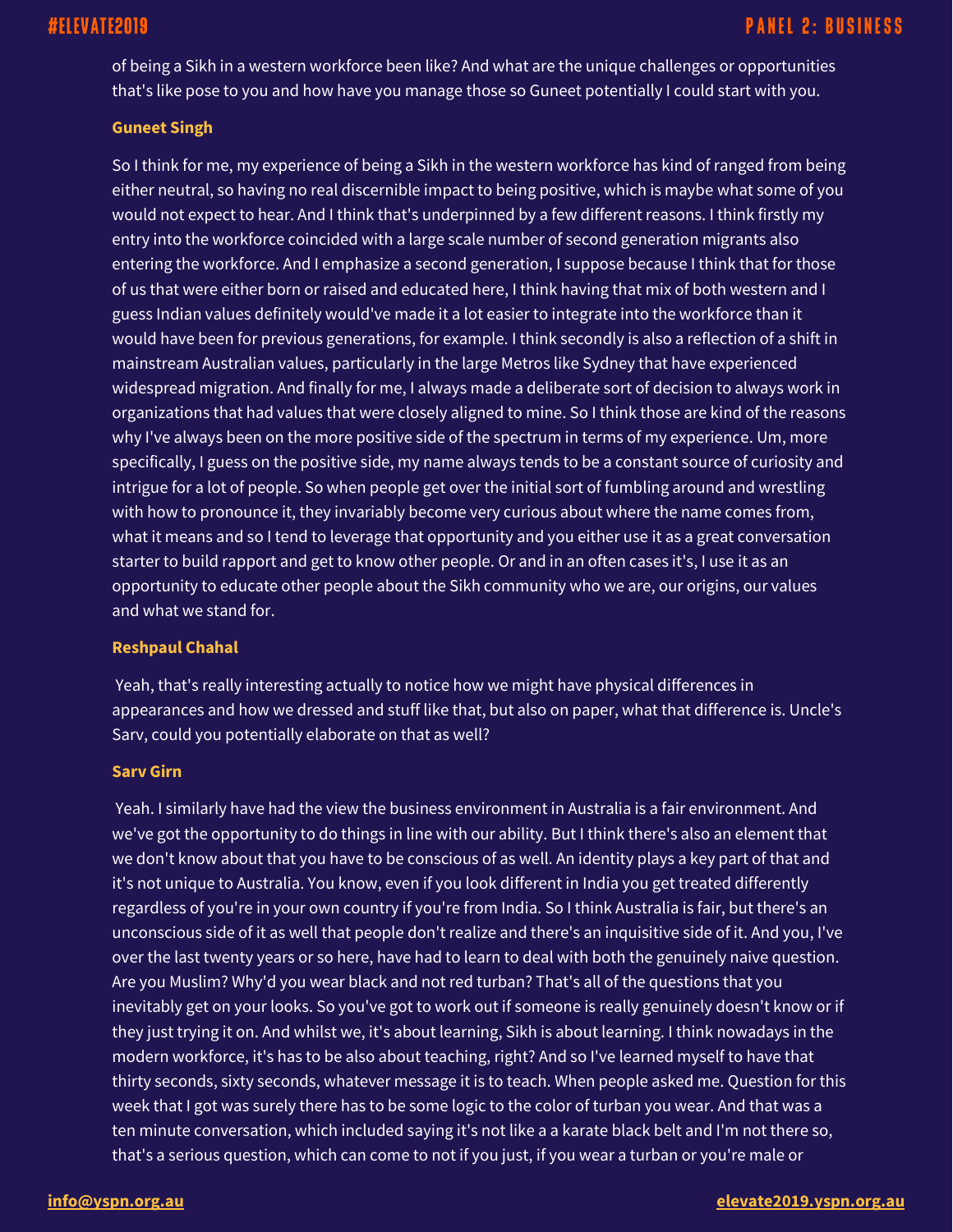of being a Sikh in a western workforce been like? And what are the unique challenges or opportunities that's like pose to you and how have you manage those so Guneet potentially I could start with you.

**Guneet Singh**

So I think for me, my experience of being a Sikh in the western workforce has kind of ranged from being either neutral, so having no real discernible impact to being positive, which is maybe what some of you would not expect to hear. And I think that's underpinned by a few different reasons. I think firstly my entry into the workforce coincided with a large scale number of second generation migrants also entering the workforce. And I emphasize a second generation, I suppose because I think that for those of us that were either born or raised and educated here, I think having that mix of both western and I guess Indian values definitely would've made it a lot easier to integrate into the workforce than it would have been for previous generations, for example. I think secondly is also a reflection of a shift in mainstream Australian values, particularly in the large Metros like Sydney that have experienced widespread migration. And finally for me, I always made a deliberate sort of decision to always work in organizations that had values that were closely aligned to mine. So I think those are kind of the reasons why I've always been on the more positive side of the spectrum in terms of my experience. Um, more specifically, I guess on the positive side, my name always tends to be a constant source of curiosity and intrigue for a lot of people. So when people get over the initial sort of fumbling around and wrestling with how to pronounce it, they invariably become very curious about where the name comes from, what it means and so I tend to leverage that opportunity and you either use it as a great conversation starter to build rapport and get to know other people. Or and in an often cases it's, I use it as an opportunity to educate other people about the Sikh community who we are, our origins, our values and what we stand for.

**Reshpaul Chahal**

Yeah, that's really interesting actually to notice how we might have physical differences in appearances and how we dressed and stuff like that, but also on paper, what that difference is. Uncle's Sarv, could you potentially elaborate on that as well?

**Sarv Girn**

Yeah. I similarly have had the view the business environment in Australia is a fair environment. And we've got the opportunity to do things in line with our ability. But I think there's also an element that we don't know about that you have to be conscious of as well. An identity plays a key part of that and it's not unique to Australia. You know, even if you look different in India you get treated differently regardless of you're in your own country if you're from India. So I think Australia is fair, but there's an unconscious side of it as well that people don't realize and there's an inquisitive side of it. And you, I've over the last twenty years or so here, have had to learn to deal with both the genuinely naive question. Are you Muslim? Why'd you wear black and not red turban? That's all of the questions that you inevitably get on your looks. So you've got to work out if someone is really genuinely doesn't know or if they just trying it on. And whilst we, it's about learning, Sikh is about learning. I think nowadays in the modern workforce, it's has to be also about teaching, right? And so I've learned myself to have that thirty seconds, sixty seconds, whatever message it is to teach. When people asked me. Question for this week that I got was surely there has to be some logic to the color of turban you wear. And that was a ten minute conversation, which included saying it's not like a a karate black belt and I'm not there so, that's a serious question, which can come to not if you just, if you wear a turban or you're male or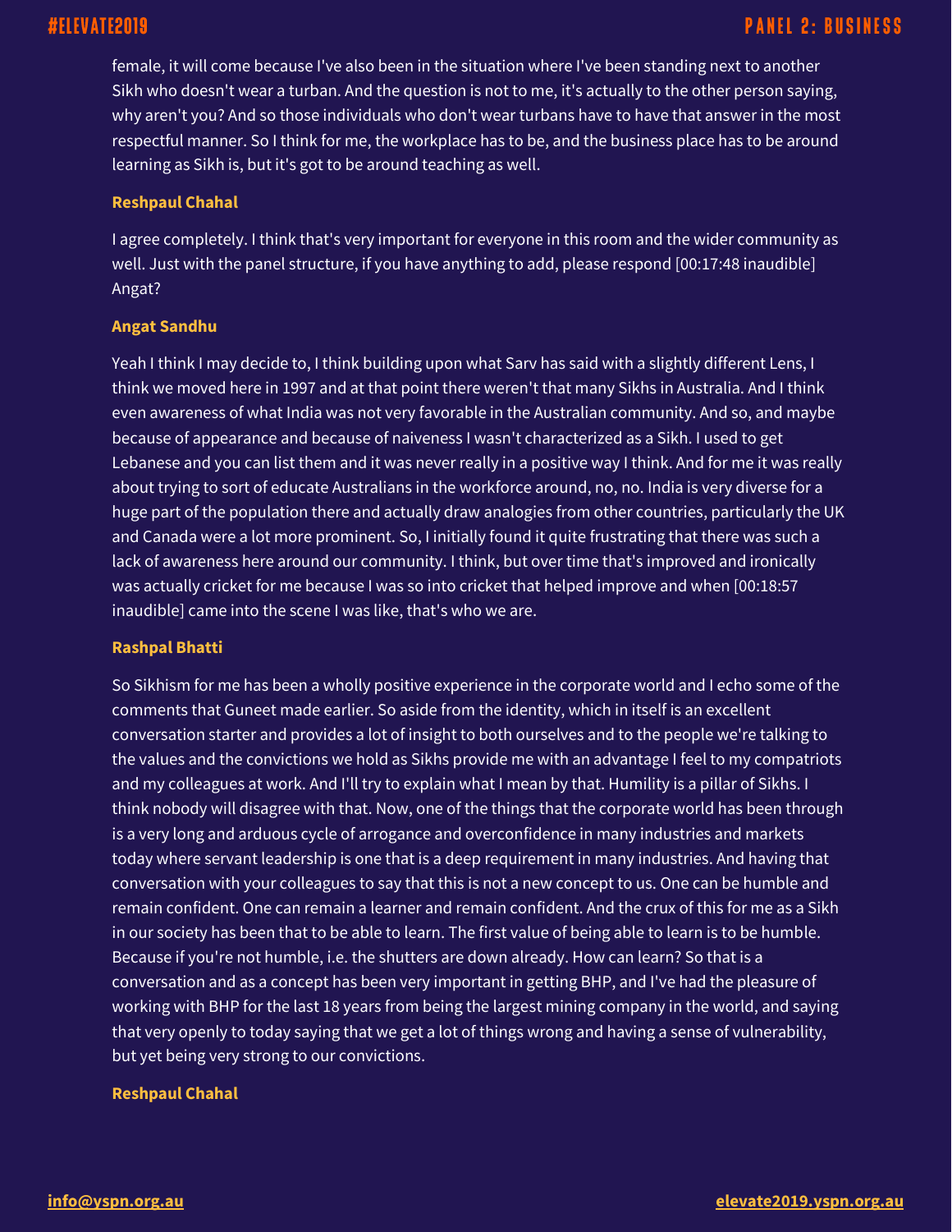female, it will come because I've also been in the situation where I've been standing next to another Sikh who doesn't wear a turban. And the question is not to me, it's actually to the other person saying, why aren't you? And so those individuals who don't wear turbans have to have that answer in the most respectful manner. So I think for me, the workplace has to be, and the business place has to be around learning as Sikh is, but it's got to be around teaching as well.

**Reshpaul Chahal**

I agree completely. I think that's very important for everyone in this room and the wider community as well. Just with the panel structure, if you have anything to add, please respond [00:17:48 inaudible] Angat?

**Angat Sandhu**

Yeah I think I may decide to, I think building upon what Sarv has said with a slightly different Lens, I think we moved here in 1997 and at that point there weren't that many Sikhs in Australia. And I think even awareness of what India was not very favorable in the Australian community. And so, and maybe because of appearance and because of naiveness I wasn't characterized as a Sikh. I used to get Lebanese and you can list them and it was never really in a positive way I think. And for me it was really about trying to sort of educate Australians in the workforce around, no, no. India is very diverse for a huge part of the population there and actually draw analogies from other countries, particularly the UK and Canada were a lot more prominent. So, I initially found it quite frustrating that there was such a lack of awareness here around our community. I think, but over time that's improved and ironically was actually cricket for me because I was so into cricket that helped improve and when [00:18:57 inaudible] came into the scene I was like, that's who we are.

**Rashpal Bhatti**

So Sikhism for me has been a wholly positive experience in the corporate world and I echo some of the comments that Guneet made earlier. So aside from the identity, which in itself is an excellent conversation starter and provides a lot of insight to both ourselves and to the people we're talking to the values and the convictions we hold as Sikhs provide me with an advantage I feel to my compatriots and my colleagues at work. And I'll try to explain what I mean by that. Humility is a pillar of Sikhs. I think nobody will disagree with that. Now, one of the things that the corporate world has been through is a very long and arduous cycle of arrogance and overconfidence in many industries and markets today where servant leadership is one that is a deep requirement in many industries. And having that conversation with your colleagues to say that this is not a new concept to us. One can be humble and remain confident. One can remain a learner and remain confident. And the crux of this for me as a Sikh in our society has been that to be able to learn. The first value of being able to learn is to be humble. Because if you're not humble, i.e. the shutters are down already. How can learn? So that is a conversation and as a concept has been very important in getting BHP, and I've had the pleasure of working with BHP for the last 18 years from being the largest mining company in the world, and saying that very openly to today saying that we get a lot of things wrong and having a sense of vulnerability, but yet being very strong to our convictions.

**Reshpaul Chahal**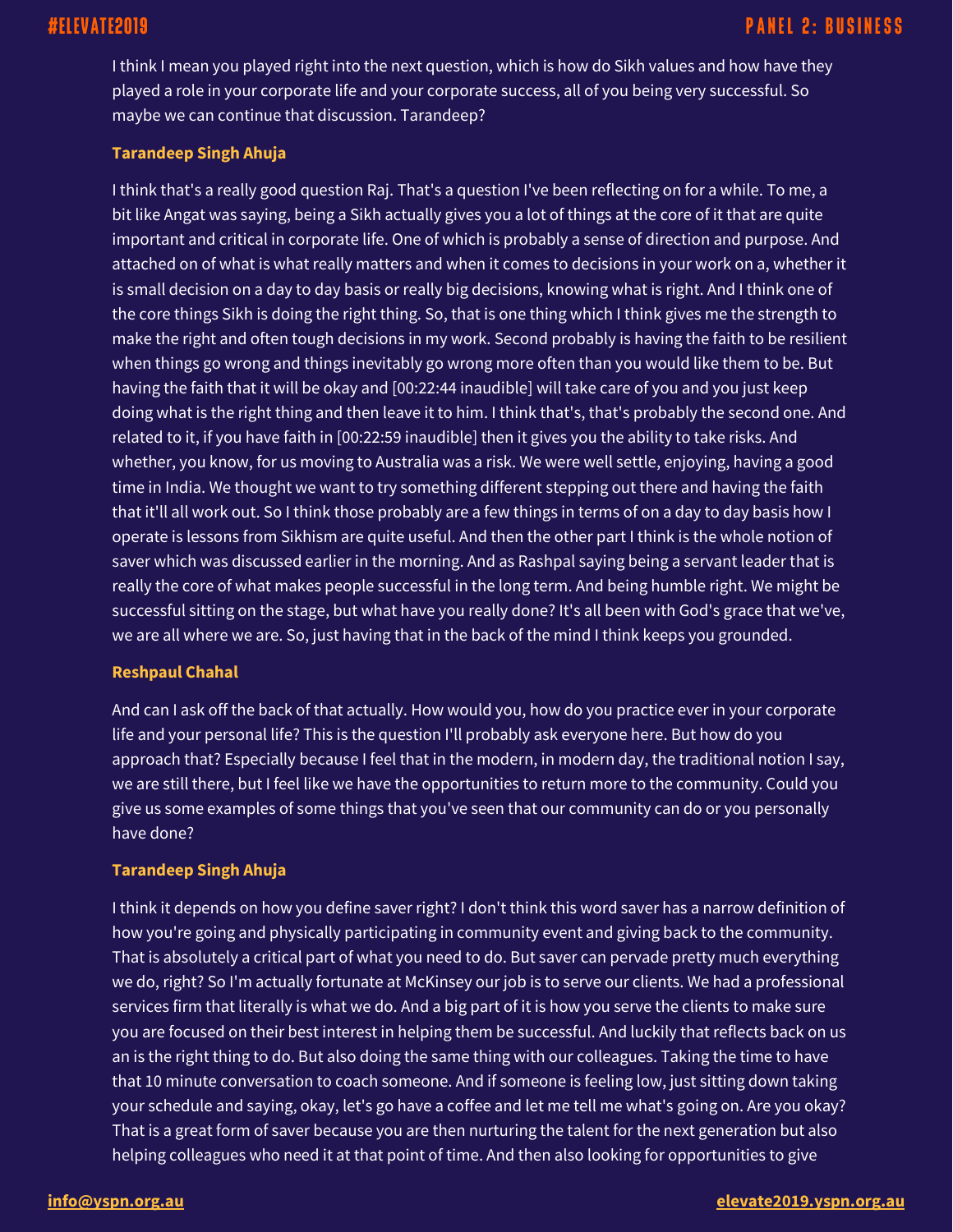I think I mean you played right into the next question, which is how do Sikh values and how have they played a role in your corporate life and your corporate success, all of you being very successful. So maybe we can continue that discussion. Tarandeep?

**Tarandeep Singh Ahuja**

I think that's a really good question Raj. That's a question I've been reflecting on for a while. To me, a bit like Angat was saying, being a Sikh actually gives you a lot of things at the core of it that are quite important and critical in corporate life. One of which is probably a sense of direction and purpose. And attached on of what is what really matters and when it comes to decisions in your work on a, whether it is small decision on a day to day basis or really big decisions, knowing what is right. And I think one of the core things Sikh is doing the right thing. So, that is one thing which I think gives me the strength to make the right and often tough decisions in my work. Second probably is having the faith to be resilient when things go wrong and things inevitably go wrong more often than you would like them to be. But having the faith that it will be okay and [00:22:44 inaudible] will take care of you and you just keep doing what is the right thing and then leave it to him. I think that's, that's probably the second one. And related to it, if you have faith in [00:22:59 inaudible] then it gives you the ability to take risks. And whether, you know, for us moving to Australia was a risk. We were well settle, enjoying, having a good time in India. We thought we want to try something different stepping out there and having the faith that it'll all work out. So I think those probably are a few things in terms of on a day to day basis how I operate is lessons from Sikhism are quite useful. And then the other part I think is the whole notion of saver which was discussed earlier in the morning. And as Rashpal saying being a servant leader that is really the core of what makes people successful in the long term. And being humble right. We might be successful sitting on the stage, but what have you really done? It's all been with God's grace that we've, we are all where we are. So, just having that in the back of the mind I think keeps you grounded.

**Reshpaul Chahal**

And can I ask off the back of that actually. How would you, how do you practice ever in your corporate life and your personal life? This is the question I'll probably ask everyone here. But how do you approach that? Especially because I feel that in the modern, in modern day, the traditional notion I say, we are still there, but I feel like we have the opportunities to return more to the community. Could you give us some examples of some things that you've seen that our community can do or you personally have done?

**Tarandeep Singh Ahuja**

I think it depends on how you define saver right? I don't think this word saver has a narrow definition of how you're going and physically participating in community event and giving back to the community. That is absolutely a critical part of what you need to do. But saver can pervade pretty much everything we do, right? So I'm actually fortunate at McKinsey our job is to serve our clients. We had a professional services firm that literally is what we do. And a big part of it is how you serve the clients to make sure you are focused on their best interest in helping them be successful. And luckily that reflects back on us an is the right thing to do. But also doing the same thing with our colleagues. Taking the time to have that 10 minute conversation to coach someone. And if someone is feeling low, just sitting down taking your schedule and saying, okay, let's go have a coffee and let me tell me what's going on. Are you okay? That is a great form of saver because you are then nurturing the talent for the next generation but also helping colleagues who need it at that point of time. And then also looking for opportunities to give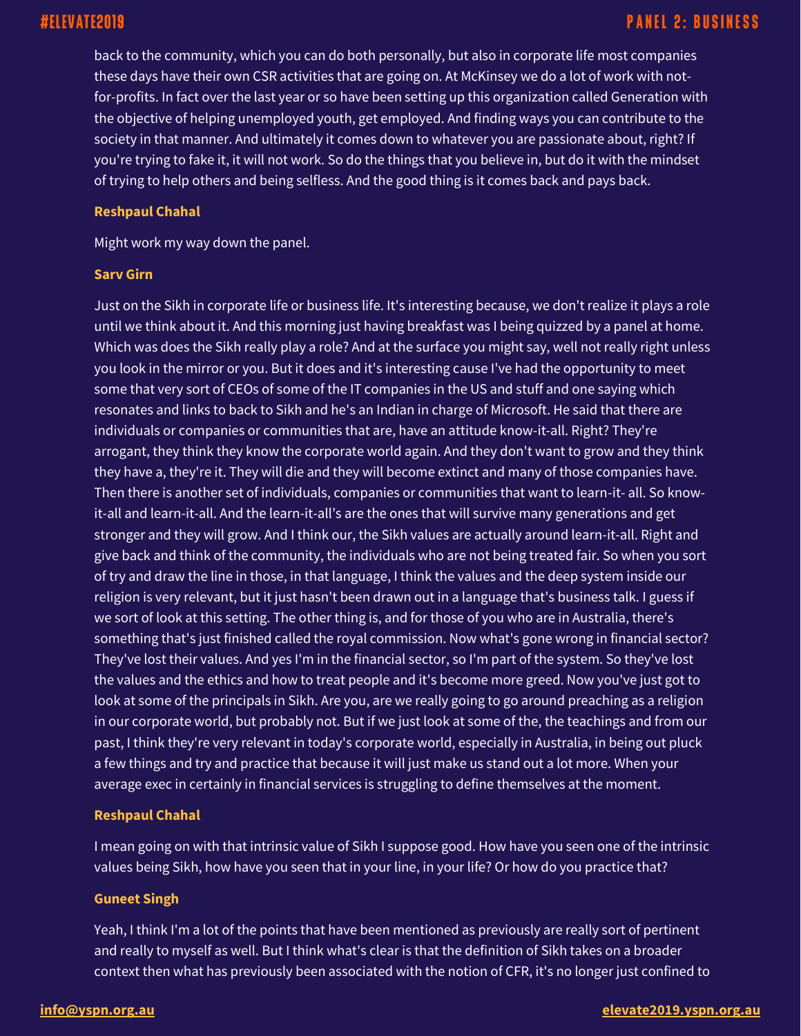back to the community, which you can do both personally, but also in corporate life most companies these days have their own CSR activities that are going on. At McKinsey we do a lot of work with not-for-profits. In fact over the last year or so have been setting up this organization called Generation with the objective of helping unemployed youth, get employed. And finding ways you can contribute to the society in that manner. And ultimately it comes down to whatever you are passionate about, right? If you're trying to fake it, it will not work. So do the things that you believe in, but do it with the mindset of trying to help others and being selfless. And the good thing is it comes back and pays back.

**Reshpaul Chahal**

Might work my way down the panel.

**Sarv Girn**

Just on the Sikh in corporate life or business life. It's interesting because, we don't realize it plays a role until we think about it. And this morning just having breakfast was I being quizzed by a panel at home. Which was does the Sikh really play a role? And at the surface you might say, well not really right unless you look in the mirror or you. But it does and it's interesting cause I've had the opportunity to meet some that very sort of CEOs of some of the IT companies in the US and stuff and one saying which resonates and links to back to Sikh and he's an Indian in charge of Microsoft. He said that there are individuals or companies or communities that are, have an attitude know-it-all. Right? They're arrogant, they think they know the corporate world again. And they don't want to grow and they think they have a, they're it. They will die and they will become extinct and many of those companies have. Then there is another set of individuals, companies or communities that want to learn-it- all. So know-it-all and learn-it-all. And the learn-it-all's are the ones that will survive many generations and get stronger and they will grow. And I think our, the Sikh values are actually around learn-it-all. Right and give back and think of the community, the individuals who are not being treated fair. So when you sort of try and draw the line in those, in that language, I think the values and the deep system inside our religion is very relevant, but it just hasn't been drawn out in a language that's business talk. I guess if we sort of look at this setting. The other thing is, and for those of you who are in Australia, there's something that's just finished called the royal commission. Now what's gone wrong in financial sector? They've lost their values. And yes I'm in the financial sector, so I'm part of the system. So they've lost the values and the ethics and how to treat people and it's become more greed. Now you've just got to look at some of the principals in Sikh. Are you, are we really going to go around preaching as a religion in our corporate world, but probably not. But if we just look at some of the, the teachings and from our past, I think they're very relevant in today's corporate world, especially in Australia, in being out pluck a few things and try and practice that because it will just make us stand out a lot more. When your average exec in certainly in financial services is struggling to define themselves at the moment.

**Reshpaul Chahal**

I mean going on with that intrinsic value of Sikh I suppose good. How have you seen one of the intrinsic values being Sikh, how have you seen that in your line, in your life? Or how do you practice that?

**Guneet Singh**

Yeah, I think I'm a lot of the points that have been mentioned as previously are really sort of pertinent and really to myself as well. But I think what's clear is that the definition of Sikh takes on a broader context then what has previously been associated with the notion of CFR, it's no longer just confined to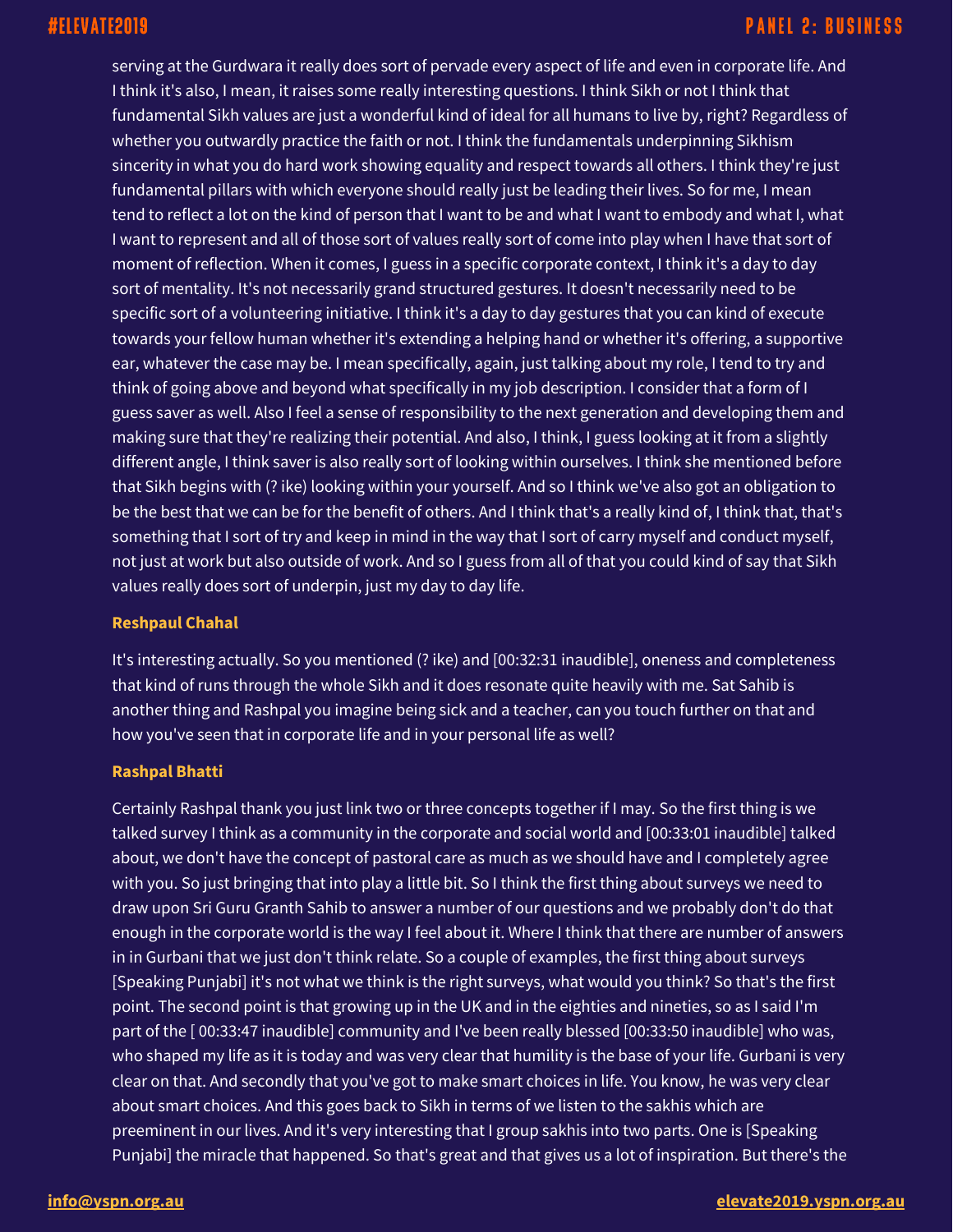serving at the Gurdwara it really does sort of pervade every aspect of life and even in corporate life. And I think it's also, I mean, it raises some really interesting questions. I think Sikh or not I think that fundamental Sikh values are just a wonderful kind of ideal for all humans to live by, right? Regardless of whether you outwardly practice the faith or not. I think the fundamentals underpinning Sikhism sincerity in what you do hard work showing equality and respect towards all others. I think they're just fundamental pillars with which everyone should really just be leading their lives. So for me, I mean tend to reflect a lot on the kind of person that I want to be and what I want to embody and what I, what I want to represent and all of those sort of values really sort of come into play when I have that sort of moment of reflection. When it comes, I guess in a specific corporate context, I think it's a day to day sort of mentality. It's not necessarily grand structured gestures. It doesn't necessarily need to be specific sort of a volunteering initiative. I think it's a day to day gestures that you can kind of execute towards your fellow human whether it's extending a helping hand or whether it's offering, a supportive ear, whatever the case may be. I mean specifically, again, just talking about my role, I tend to try and think of going above and beyond what specifically in my job description. I consider that a form of I guess saver as well. Also I feel a sense of responsibility to the next generation and developing them and making sure that they're realizing their potential. And also, I think, I guess looking at it from a slightly different angle, I think saver is also really sort of looking within ourselves. I think she mentioned before that Sikh begins with (? ike) looking within your yourself. And so I think we've also got an obligation to be the best that we can be for the benefit of others. And I think that's a really kind of, I think that, that's something that I sort of try and keep in mind in the way that I sort of carry myself and conduct myself, not just at work but also outside of work. And so I guess from all of that you could kind of say that Sikh values really does sort of underpin, just my day to day life.

**Reshpaul Chahal**

It's interesting actually. So you mentioned (? ike) and [00:32:31 inaudible], oneness and completeness that kind of runs through the whole Sikh and it does resonate quite heavily with me. Sat Sahib is another thing and Rashpal you imagine being sick and a teacher, can you touch further on that and how you've seen that in corporate life and in your personal life as well?

**Rashpal Bhatti**

Certainly Rashpal thank you just link two or three concepts together if I may. So the first thing is we talked survey I think as a community in the corporate and social world and [00:33:01 inaudible] talked about, we don't have the concept of pastoral care as much as we should have and I completely agree with you. So just bringing that into play a little bit. So I think the first thing about surveys we need to draw upon Sri Guru Granth Sahib to answer a number of our questions and we probably don't do that enough in the corporate world is the way I feel about it. Where I think that there are number of answers in in Gurbani that we just don't think relate. So a couple of examples, the first thing about surveys [Speaking Punjabi] it's not what we think is the right surveys, what would you think? So that's the first point. The second point is that growing up in the UK and in the eighties and nineties, so as I said I'm part of the [ 00:33:47 inaudible] community and I've been really blessed [00:33:50 inaudible] who was, who shaped my life as it is today and was very clear that humility is the base of your life. Gurbani is very clear on that. And secondly that you've got to make smart choices in life. You know, he was very clear about smart choices. And this goes back to Sikh in terms of we listen to the sakhis which are preeminent in our lives. And it's very interesting that I group sakhis into two parts. One is [Speaking Punjabi] the miracle that happened. So that's great and that gives us a lot of inspiration. But there's the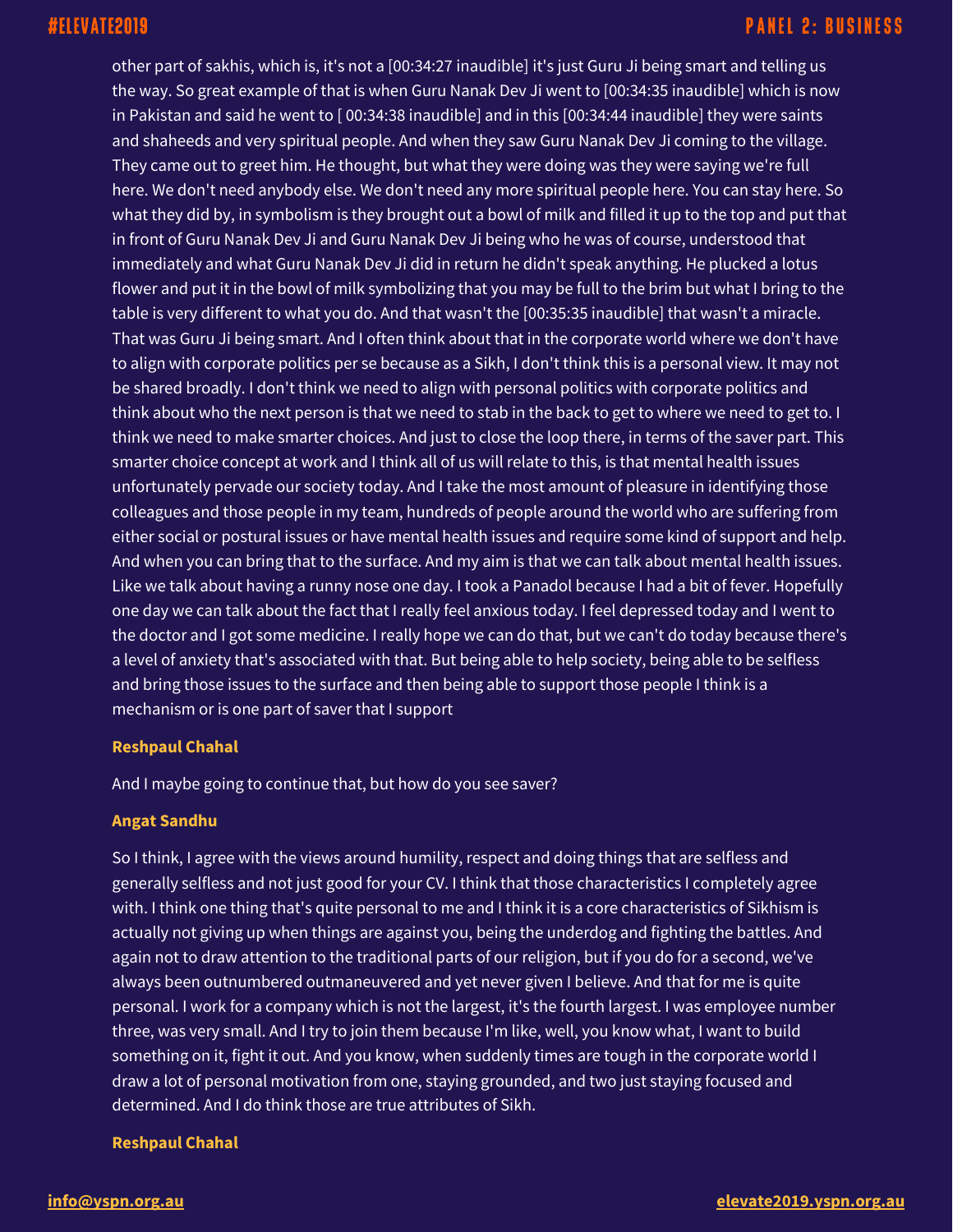other part of sakhis, which is, it's not a [00:34:27 inaudible] it's just Guru Ji being smart and telling us the way. So great example of that is when Guru Nanak Dev Ji went to [00:34:35 inaudible] which is now in Pakistan and said he went to [ 00:34:38 inaudible] and in this [00:34:44 inaudible] they were saints and shaheeds and very spiritual people. And when they saw Guru Nanak Dev Ji coming to the village. They came out to greet him. He thought, but what they were doing was they were saying we're full here. We don't need anybody else. We don't need any more spiritual people here. You can stay here. So what they did by, in symbolism is they brought out a bowl of milk and filled it up to the top and put that in front of Guru Nanak Dev Ji and Guru Nanak Dev Ji being who he was of course, understood that immediately and what Guru Nanak Dev Ji did in return he didn't speak anything. He plucked a lotus flower and put it in the bowl of milk symbolizing that you may be full to the brim but what I bring to the table is very different to what you do. And that wasn't the [00:35:35 inaudible] that wasn't a miracle. That was Guru Ji being smart. And I often think about that in the corporate world where we don't have to align with corporate politics per se because as a Sikh, I don't think this is a personal view. It may not be shared broadly. I don't think we need to align with personal politics with corporate politics and think about who the next person is that we need to stab in the back to get to where we need to get to. I think we need to make smarter choices. And just to close the loop there, in terms of the saver part. This smarter choice concept at work and I think all of us will relate to this, is that mental health issues unfortunately pervade our society today. And I take the most amount of pleasure in identifying those colleagues and those people in my team, hundreds of people around the world who are suffering from either social or postural issues or have mental health issues and require some kind of support and help. And when you can bring that to the surface. And my aim is that we can talk about mental health issues. Like we talk about having a runny nose one day. I took a Panadol because I had a bit of fever. Hopefully one day we can talk about the fact that I really feel anxious today. I feel depressed today and I went to the doctor and I got some medicine. I really hope we can do that, but we can't do today because there's a level of anxiety that's associated with that. But being able to help society, being able to be selfless and bring those issues to the surface and then being able to support those people I think is a mechanism or is one part of saver that I support

**Reshpaul Chahal**

And I maybe going to continue that, but how do you see saver?

**Angat Sandhu**

So I think, I agree with the views around humility, respect and doing things that are selfless and generally selfless and not just good for your CV. I think that those characteristics I completely agree with. I think one thing that's quite personal to me and I think it is a core characteristics of Sikhism is actually not giving up when things are against you, being the underdog and fighting the battles. And again not to draw attention to the traditional parts of our religion, but if you do for a second, we've always been outnumbered outmaneuvered and yet never given I believe. And that for me is quite personal. I work for a company which is not the largest, it's the fourth largest. I was employee number three, was very small. And I try to join them because I'm like, well, you know what, I want to build something on it, fight it out. And you know, when suddenly times are tough in the corporate world I draw a lot of personal motivation from one, staying grounded, and two just staying focused and determined. And I do think those are true attributes of Sikh.

**Reshpaul Chahal**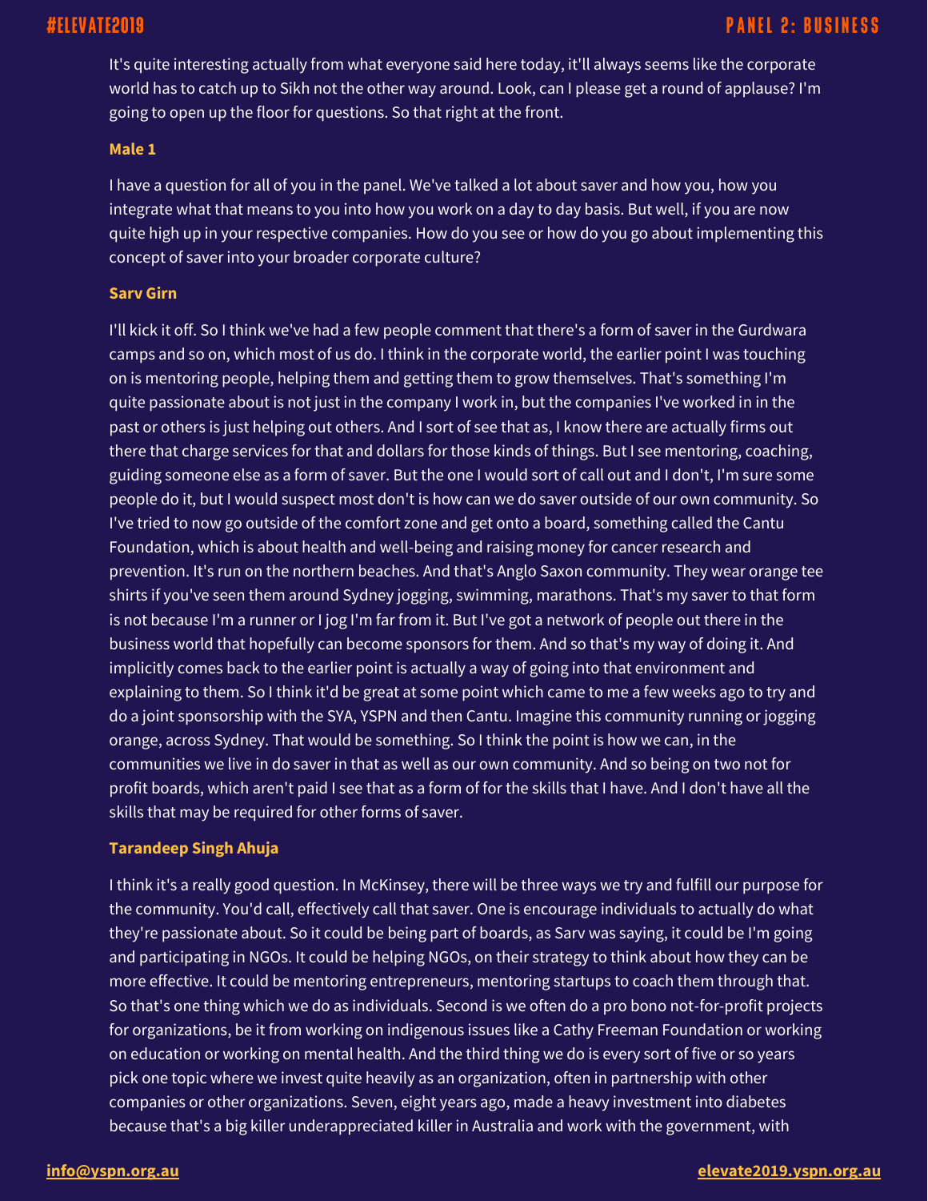It's quite interesting actually from what everyone said here today, it'll always seems like the corporate world has to catch up to Sikh not the other way around. Look, can I please get a round of applause? I'm going to open up the floor for questions. So that right at the front.

**Male 1**

I have a question for all of you in the panel. We've talked a lot about saver and how you, how you integrate what that means to you into how you work on a day to day basis. But well, if you are now quite high up in your respective companies. How do you see or how do you go about implementing this concept of saver into your broader corporate culture?

**Sarv Girn**

I'll kick it off. So I think we've had a few people comment that there's a form of saver in the Gurdwara camps and so on, which most of us do. I think in the corporate world, the earlier point I was touching on is mentoring people, helping them and getting them to grow themselves. That's something I'm quite passionate about is not just in the company I work in, but the companies I've worked in in the past or others is just helping out others. And I sort of see that as, I know there are actually firms out there that charge services for that and dollars for those kinds of things. But I see mentoring, coaching, guiding someone else as a form of saver. But the one I would sort of call out and I don't, I'm sure some people do it, but I would suspect most don't is how can we do saver outside of our own community. So I've tried to now go outside of the comfort zone and get onto a board, something called the Cantu Foundation, which is about health and well-being and raising money for cancer research and prevention. It's run on the northern beaches. And that's Anglo Saxon community. They wear orange tee shirts if you've seen them around Sydney jogging, swimming, marathons. That's my saver to that form is not because I'm a runner or I jog I'm far from it. But I've got a network of people out there in the business world that hopefully can become sponsors for them. And so that's my way of doing it. And implicitly comes back to the earlier point is actually a way of going into that environment and explaining to them. So I think it'd be great at some point which came to me a few weeks ago to try and do a joint sponsorship with the SYA, YSPN and then Cantu. Imagine this community running or jogging orange, across Sydney. That would be something. So I think the point is how we can, in the communities we live in do saver in that as well as our own community. And so being on two not for profit boards, which aren't paid I see that as a form of for the skills that I have. And I don't have all the skills that may be required for other forms of saver.

**Tarandeep Singh Ahuja**

I think it's a really good question. In McKinsey, there will be three ways we try and fulfill our purpose for the community. You'd call, effectively call that saver. One is encourage individuals to actually do what they're passionate about. So it could be being part of boards, as Sarv was saying, it could be I'm going and participating in NGOs. It could be helping NGOs, on their strategy to think about how they can be more effective. It could be mentoring entrepreneurs, mentoring startups to coach them through that. So that's one thing which we do as individuals. Second is we often do a pro bono not-for-profit projects for organizations, be it from working on indigenous issues like a Cathy Freeman Foundation or working on education or working on mental health. And the third thing we do is every sort of five or so years pick one topic where we invest quite heavily as an organization, often in partnership with other companies or other organizations. Seven, eight years ago, made a heavy investment into diabetes because that's a big killer underappreciated killer in Australia and work with the government, with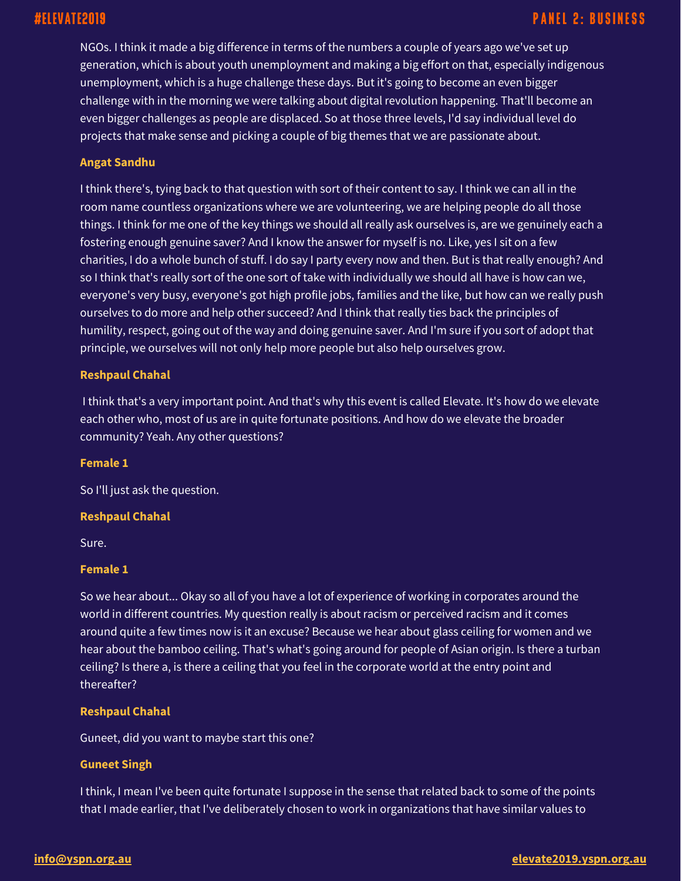NGOs. I think it made a big difference in terms of the numbers a couple of years ago we've set up generation, which is about youth unemployment and making a big effort on that, especially indigenous unemployment, which is a huge challenge these days. But it's going to become an even bigger challenge with in the morning we were talking about digital revolution happening. That'll become an even bigger challenges as people are displaced. So at those three levels, I'd say individual level do projects that make sense and picking a couple of big themes that we are passionate about.

**Angat Sandhu**

I think there's, tying back to that question with sort of their content to say. I think we can all in the room name countless organizations where we are volunteering, we are helping people do all those things. I think for me one of the key things we should all really ask ourselves is, are we genuinely each a fostering enough genuine saver? And I know the answer for myself is no. Like, yes I sit on a few charities, I do a whole bunch of stuff. I do say I party every now and then. But is that really enough? And so I think that's really sort of the one sort of take with individually we should all have is how can we, everyone's very busy, everyone's got high profile jobs, families and the like, but how can we really push ourselves to do more and help other succeed? And I think that really ties back the principles of humility, respect, going out of the way and doing genuine saver. And I'm sure if you sort of adopt that principle, we ourselves will not only help more people but also help ourselves grow.

**Reshpaul Chahal**

I think that's a very important point. And that's why this event is called Elevate. It's how do we elevate each other who, most of us are in quite fortunate positions. And how do we elevate the broader community? Yeah. Any other questions?

**Female 1**

So I'll just ask the question.

**Reshpaul Chahal**

Sure.

**Female 1**

So we hear about... Okay so all of you have a lot of experience of working in corporates around the world in different countries. My question really is about racism or perceived racism and it comes around quite a few times now is it an excuse? Because we hear about glass ceiling for women and we hear about the bamboo ceiling. That's what's going around for people of Asian origin. Is there a turban ceiling? Is there a, is there a ceiling that you feel in the corporate world at the entry point and thereafter?

**Reshpaul Chahal**

Guneet, did you want to maybe start this one?

**Guneet Singh**

I think, I mean I've been quite fortunate I suppose in the sense that related back to some of the points that I made earlier, that I've deliberately chosen to work in organizations that have similar values to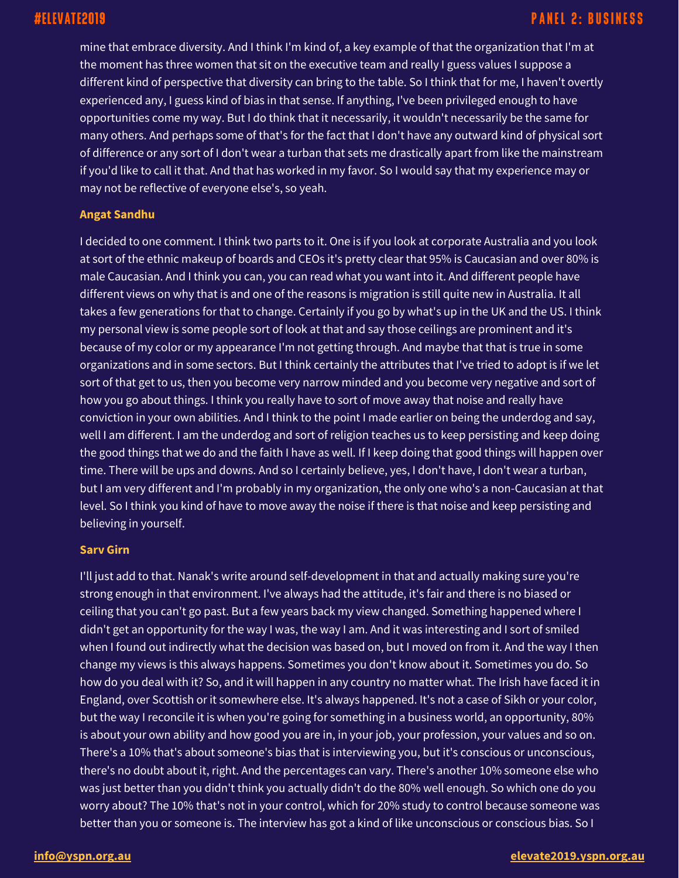mine that embrace diversity. And I think I'm kind of, a key example of that the organization that I'm at the moment has three women that sit on the executive team and really I guess values I suppose a different kind of perspective that diversity can bring to the table. So I think that for me, I haven't overtly experienced any, I guess kind of bias in that sense. If anything, I've been privileged enough to have opportunities come my way. But I do think that it necessarily, it wouldn't necessarily be the same for many others. And perhaps some of that's for the fact that I don't have any outward kind of physical sort of difference or any sort of I don't wear a turban that sets me drastically apart from like the mainstream if you'd like to call it that. And that has worked in my favor. So I would say that my experience may or may not be reflective of everyone else's, so yeah.

**Angat Sandhu**

I decided to one comment. I think two parts to it. One is if you look at corporate Australia and you look at sort of the ethnic makeup of boards and CEOs it's pretty clear that 95% is Caucasian and over 80% is male Caucasian. And I think you can, you can read what you want into it. And different people have different views on why that is and one of the reasons is migration is still quite new in Australia. It all takes a few generations for that to change. Certainly if you go by what's up in the UK and the US. I think my personal view is some people sort of look at that and say those ceilings are prominent and it's because of my color or my appearance I'm not getting through. And maybe that that is true in some organizations and in some sectors. But I think certainly the attributes that I've tried to adopt is if we let sort of that get to us, then you become very narrow minded and you become very negative and sort of how you go about things. I think you really have to sort of move away that noise and really have conviction in your own abilities. And I think to the point I made earlier on being the underdog and say, well I am different. I am the underdog and sort of religion teaches us to keep persisting and keep doing the good things that we do and the faith I have as well. If I keep doing that good things will happen over time. There will be ups and downs. And so I certainly believe, yes, I don't have, I don't wear a turban, but I am very different and I'm probably in my organization, the only one who's a non-Caucasian at that level. So I think you kind of have to move away the noise if there is that noise and keep persisting and believing in yourself.

**Sarv Girn**

I'll just add to that. Nanak's write around self-development in that and actually making sure you're strong enough in that environment. I've always had the attitude, it's fair and there is no biased or ceiling that you can't go past. But a few years back my view changed. Something happened where I didn't get an opportunity for the way I was, the way I am. And it was interesting and I sort of smiled when I found out indirectly what the decision was based on, but I moved on from it. And the way I then change my views is this always happens. Sometimes you don't know about it. Sometimes you do. So how do you deal with it? So, and it will happen in any country no matter what. The Irish have faced it in England, over Scottish or it somewhere else. It's always happened. It's not a case of Sikh or your color, but the way I reconcile it is when you're going for something in a business world, an opportunity, 80% is about your own ability and how good you are in, in your job, your profession, your values and so on. There's a 10% that's about someone's bias that is interviewing you, but it's conscious or unconscious, there's no doubt about it, right. And the percentages can vary. There's another 10% someone else who was just better than you didn't think you actually didn't do the 80% well enough. So which one do you worry about? The 10% that's not in your control, which for 20% study to control because someone was better than you or someone is. The interview has got a kind of like unconscious or conscious bias. So I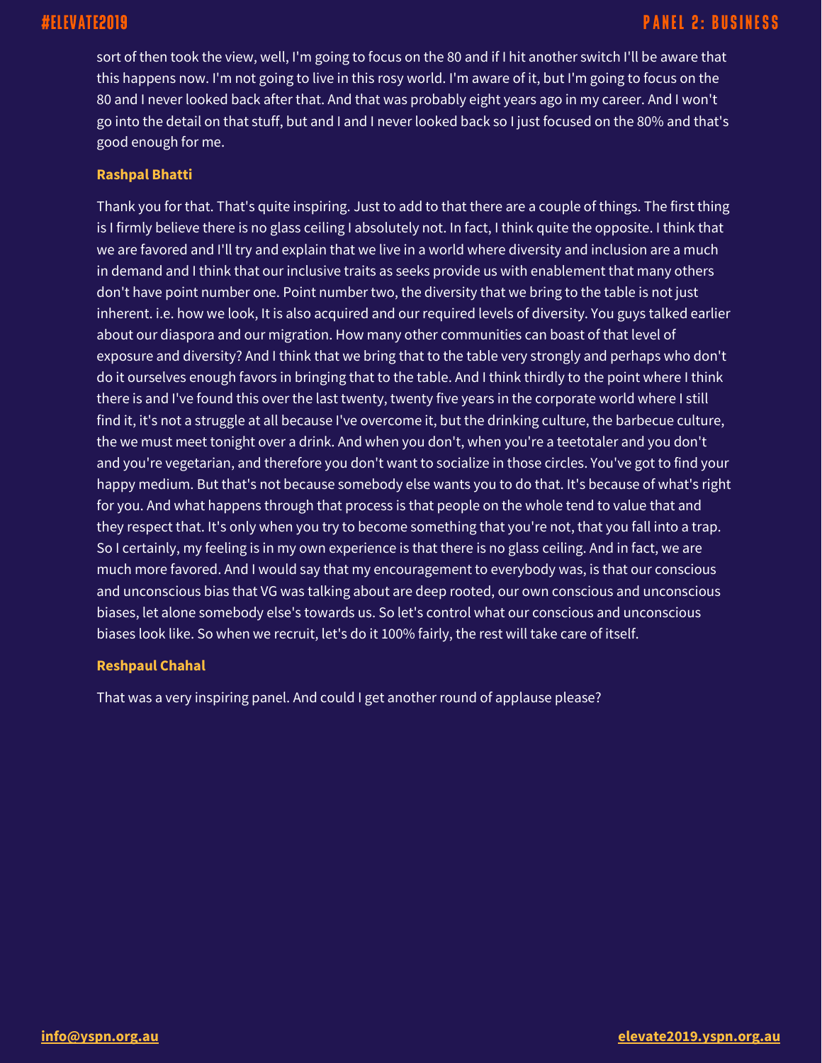sort of then took the view, well, I'm going to focus on the 80 and if I hit another switch I'll be aware that this happens now. I'm not going to live in this rosy world. I'm aware of it, but I'm going to focus on the 80 and I never looked back after that. And that was probably eight years ago in my career. And I won't go into the detail on that stuff, but and I and I never looked back so I just focused on the 80% and that's good enough for me.

**Rashpal Bhatti**

Thank you for that. That's quite inspiring. Just to add to that there are a couple of things. The first thing is I firmly believe there is no glass ceiling I absolutely not. In fact, I think quite the opposite. I think that we are favored and I'll try and explain that we live in a world where diversity and inclusion are a much in demand and I think that our inclusive traits as seeks provide us with enablement that many others don't have point number one. Point number two, the diversity that we bring to the table is not just inherent. i.e. how we look, It is also acquired and our required levels of diversity. You guys talked earlier about our diaspora and our migration. How many other communities can boast of that level of exposure and diversity? And I think that we bring that to the table very strongly and perhaps who don't do it ourselves enough favors in bringing that to the table. And I think thirdly to the point where I think there is and I've found this over the last twenty, twenty five years in the corporate world where I still find it, it's not a struggle at all because I've overcome it, but the drinking culture, the barbecue culture, the we must meet tonight over a drink. And when you don't, when you're a teetotaler and you don't and you're vegetarian, and therefore you don't want to socialize in those circles. You've got to find your happy medium. But that's not because somebody else wants you to do that. It's because of what's right for you. And what happens through that process is that people on the whole tend to value that and they respect that. It's only when you try to become something that you're not, that you fall into a trap. So I certainly, my feeling is in my own experience is that there is no glass ceiling. And in fact, we are much more favored. And I would say that my encouragement to everybody was, is that our conscious and unconscious bias that VG was talking about are deep rooted, our own conscious and unconscious biases, let alone somebody else's towards us. So let's control what our conscious and unconscious biases look like. So when we recruit, let's do it 100% fairly, the rest will take care of itself.

**Reshpaul Chahal**

That was a very inspiring panel. And could I get another round of applause please?